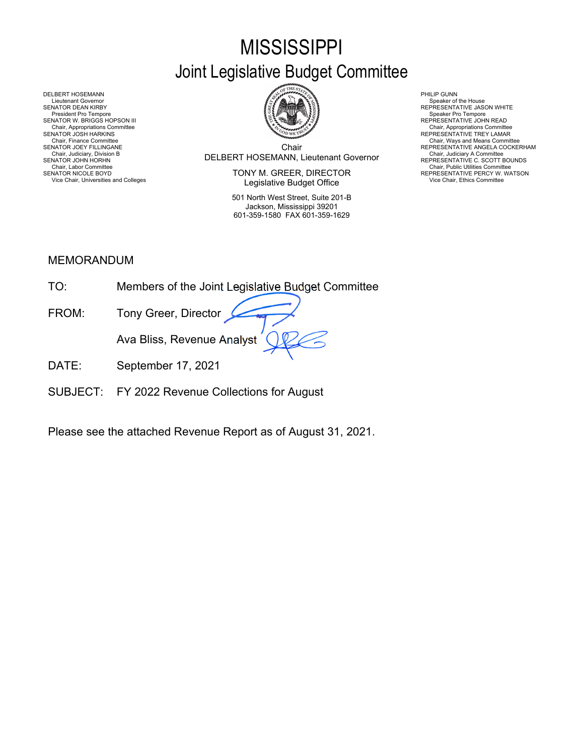# MISSISSIPPI

## Joint Legislative Budget Committee

DELBERT HOSEMANN
Lieutenant Governor
SENATOR DEAN KIRBY
President Pro Tempore
SENATOR W. BRIGGS HOPSON III
Chair, Appropriations Committee
SENATOR JOSH HARKINS
Chair, Finance Committee
SENATOR JOEY FILLINGANE
Chair, Judiciary, Division B
SENATOR JOHN HORHN
Chair, Labor Committee
SENATOR NICOLE BOYD
Vice Chair, Universities and Colleges

Chair
DELBERT HOSEMANN, Lieutenant Governor

TONY M. GREER, DIRECTOR
Legislative Budget Office

501 North West Street, Suite 201-B
Jackson, Mississippi 39201
601-359-1580 FAX 601-359-1629

PHILIP GUNN
Speaker of the House
REPRESENTATIVE JASON WHITE
Speaker Pro Tempore
REPRESENTATIVE JOHN READ
Chair, Appropriations Committee
REPRESENTATIVE TREY LAMAR
Chair, Ways and Means Committee
REPRESENTATIVE ANGELA COCKERHAM
Chair, Judiciary A Committee
REPRESENTATIVE C. SCOTT BOUNDS
Chair, Public Utilities Committee
REPRESENTATIVE PERCY W. WATSON
Vice Chair, Ethics Committee

MEMORANDUM

TO: Members of the Joint Legislative Budget Committee

FROM: Tony Greer, Director

Ava Bliss, Revenue Analyst

DATE: September 17, 2021

SUBJECT: FY 2022 Revenue Collections for August

Please see the attached Revenue Report as of August 31, 2021.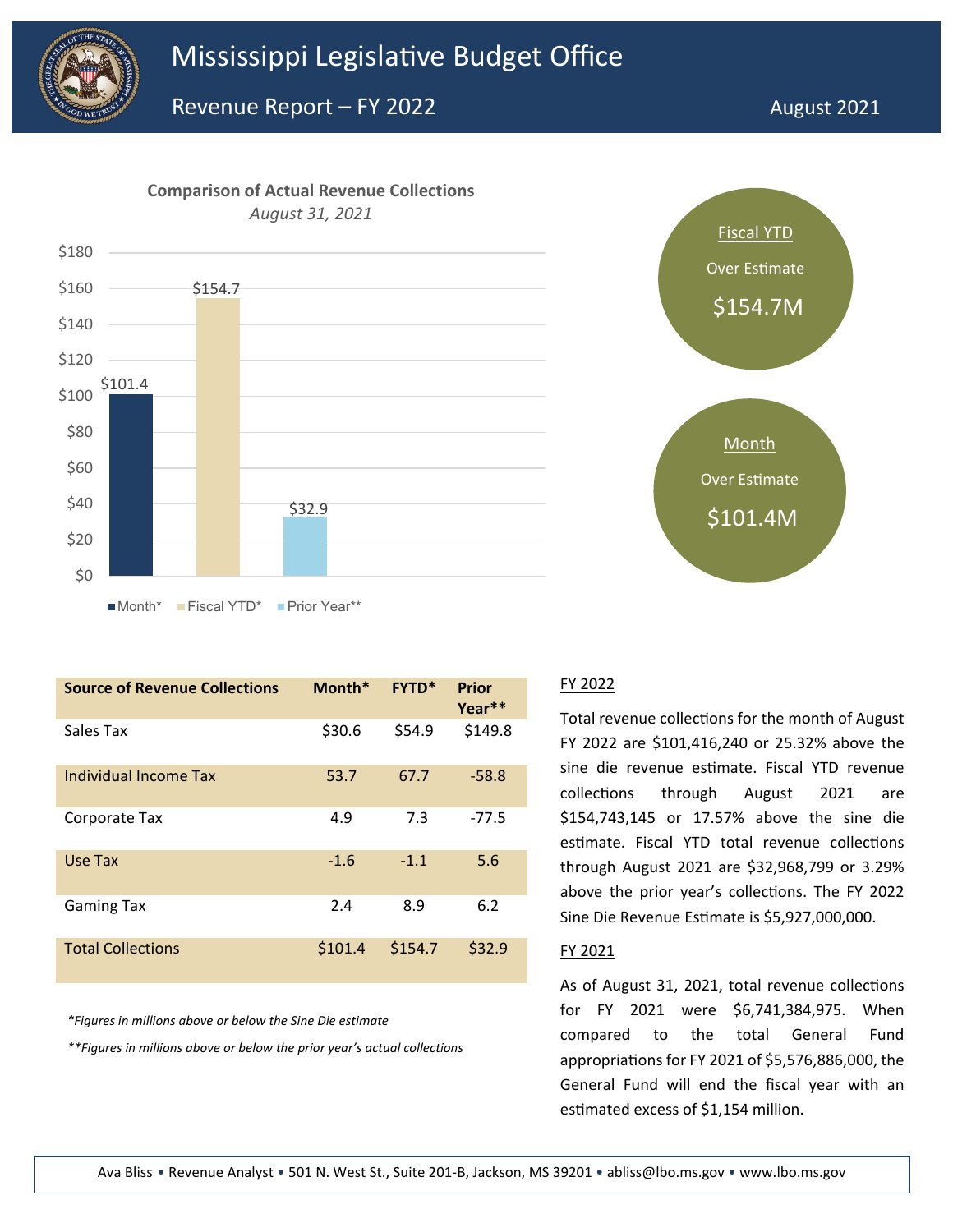# Mississippi Legislative Budget Office

## Revenue Report – FY 2022

August 2021

**Comparison of Actual Revenue Collections**

*August 31, 2021*

| | Month* | Fiscal YTD* | Prior Year** |
|---|---|---|---|
| Value | $101.4 | $154.7 | $32.9 |

Fiscal YTD
Over Estimate
$154.7M

Month
Over Estimate
$101.4M

| Source of Revenue Collections | Month* | FYTD* | Prior Year** |
|---|---|---|---|
| Sales Tax | $30.6 | $54.9 | $149.8 |
| Individual Income Tax | 53.7 | 67.7 | -58.8 |
| Corporate Tax | 4.9 | 7.3 | -77.5 |
| Use Tax | -1.6 | -1.1 | 5.6 |
| Gaming Tax | 2.4 | 8.9 | 6.2 |
| Total Collections | $101.4 | $154.7 | $32.9 |

*\*Figures in millions above or below the Sine Die estimate*

*\*\*Figures in millions above or below the prior year's actual collections*

FY 2022

Total revenue collections for the month of August FY 2022 are $101,416,240 or 25.32% above the sine die revenue estimate. Fiscal YTD revenue collections through August 2021 are $154,743,145 or 17.57% above the sine die estimate. Fiscal YTD total revenue collections through August 2021 are $32,968,799 or 3.29% above the prior year's collections. The FY 2022 Sine Die Revenue Estimate is $5,927,000,000.

FY 2021

As of August 31, 2021, total revenue collections for FY 2021 were $6,741,384,975. When compared to the total General Fund appropriations for FY 2021 of $5,576,886,000, the General Fund will end the fiscal year with an estimated excess of $1,154 million.

Ava Bliss • Revenue Analyst • 501 N. West St., Suite 201-B, Jackson, MS 39201 • abliss@lbo.ms.gov • www.lbo.ms.gov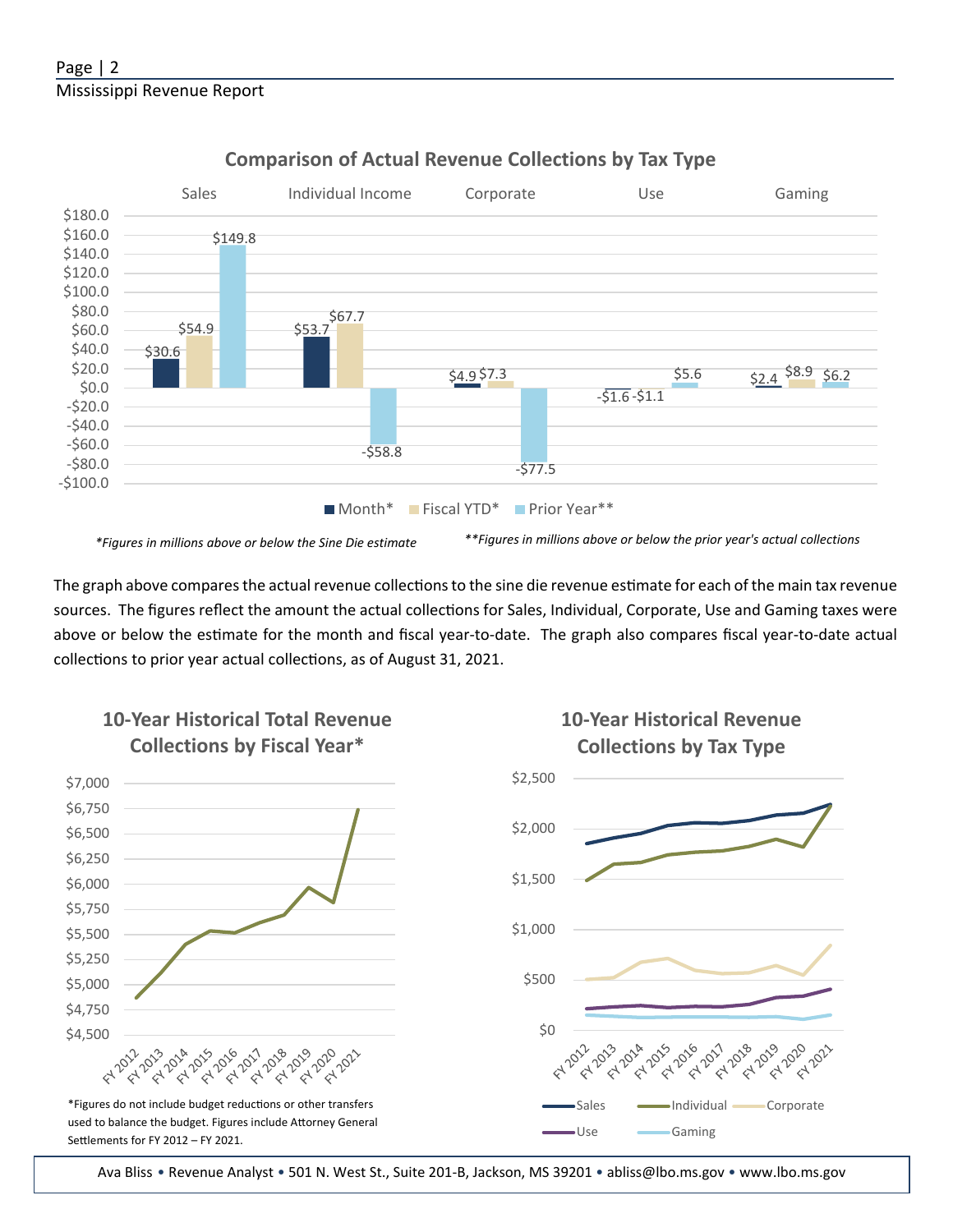## Comparison of Actual Revenue Collections by Tax Type

| | Sales | Individual Income | Corporate | Use | Gaming |
|---|---|---|---|---|---|
| Month* | $30.6 | $53.7 | $4.9 | -$1.6 | $2.4 |
| Fiscal YTD* | $54.9 | $67.7 | $7.3 | -$1.1 | $8.9 |
| Prior Year** | $149.8 | -$58.8 | -$77.5 | $5.6 | $6.2 |

*\*Figures in millions above or below the Sine Die estimate*

*\*\*Figures in millions above or below the prior year's actual collections*

The graph above compares the actual revenue collections to the sine die revenue estimate for each of the main tax revenue sources. The figures reflect the amount the actual collections for Sales, Individual, Corporate, Use and Gaming taxes were above or below the estimate for the month and fiscal year-to-date. The graph also compares fiscal year-to-date actual collections to prior year actual collections, as of August 31, 2021.

## 10-Year Historical Total Revenue Collections by Fiscal Year*

*Figures do not include budget reductions or other transfers used to balance the budget. Figures include Attorney General Settlements for FY 2012 – FY 2021.

## 10-Year Historical Revenue Collections by Tax Type

Sales, Individual, Corporate, Use, Gaming

Ava Bliss • Revenue Analyst • 501 N. West St., Suite 201-B, Jackson, MS 39201 • abliss@lbo.ms.gov • www.lbo.ms.gov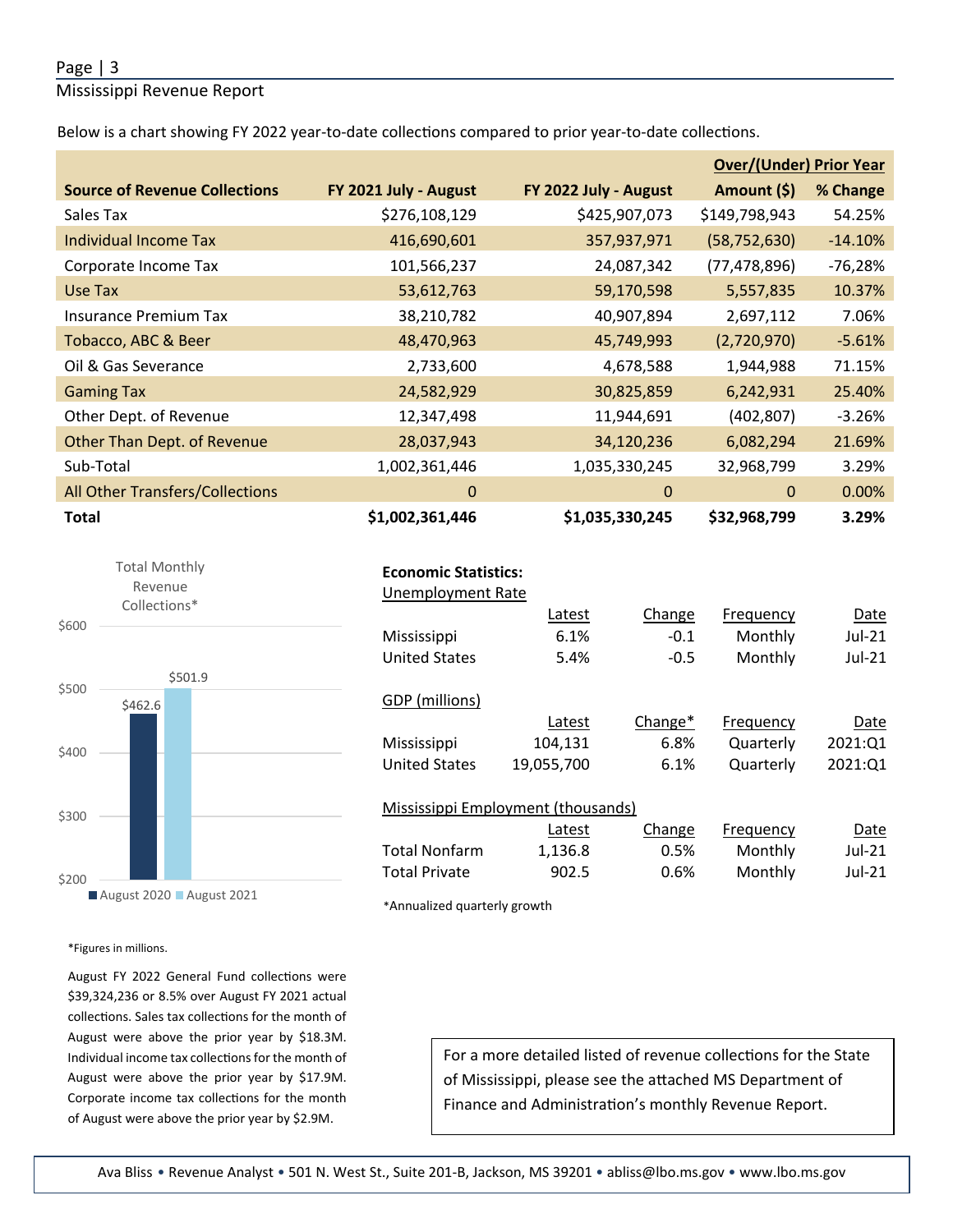Below is a chart showing FY 2022 year-to-date collections compared to prior year-to-date collections.

| Source of Revenue Collections | FY 2021 July - August | FY 2022 July - August | Over/(Under) Prior Year Amount ($) | % Change |
|---|---|---|---|---|
| Sales Tax | $276,108,129 | $425,907,073 | $149,798,943 | 54.25% |
| Individual Income Tax | 416,690,601 | 357,937,971 | (58,752,630) | -14.10% |
| Corporate Income Tax | 101,566,237 | 24,087,342 | (77,478,896) | -76,28% |
| Use Tax | 53,612,763 | 59,170,598 | 5,557,835 | 10.37% |
| Insurance Premium Tax | 38,210,782 | 40,907,894 | 2,697,112 | 7.06% |
| Tobacco, ABC & Beer | 48,470,963 | 45,749,993 | (2,720,970) | -5.61% |
| Oil & Gas Severance | 2,733,600 | 4,678,588 | 1,944,988 | 71.15% |
| Gaming Tax | 24,582,929 | 30,825,859 | 6,242,931 | 25.40% |
| Other Dept. of Revenue | 12,347,498 | 11,944,691 | (402,807) | -3.26% |
| Other Than Dept. of Revenue | 28,037,943 | 34,120,236 | 6,082,294 | 21.69% |
| Sub-Total | 1,002,361,446 | 1,035,330,245 | 32,968,799 | 3.29% |
| All Other Transfers/Collections | 0 | 0 | 0 | 0.00% |
| **Total** | **$1,002,361,446** | **$1,035,330,245** | **$32,968,799** | **3.29%** |

Total Monthly Revenue Collections*

| | August 2020 | August 2021 |
|---|---|---|
| Total Monthly Revenue Collections | $462.6 | $501.9 |

*Figures in millions.

August FY 2022 General Fund collections were $39,324,236 or 8.5% over August FY 2021 actual collections. Sales tax collections for the month of August were above the prior year by $18.3M. Individual income tax collections for the month of August were above the prior year by $17.9M. Corporate income tax collections for the month of August were above the prior year by $2.9M.

**Economic Statistics:**

Unemployment Rate

| | Latest | Change | Frequency | Date |
|---|---|---|---|---|
| Mississippi | 6.1% | -0.1 | Monthly | Jul-21 |
| United States | 5.4% | -0.5 | Monthly | Jul-21 |

GDP (millions)

| | Latest | Change* | Frequency | Date |
|---|---|---|---|---|
| Mississippi | 104,131 | 6.8% | Quarterly | 2021:Q1 |
| United States | 19,055,700 | 6.1% | Quarterly | 2021:Q1 |

Mississippi Employment (thousands)

| | Latest | Change | Frequency | Date |
|---|---|---|---|---|
| Total Nonfarm | 1,136.8 | 0.5% | Monthly | Jul-21 |
| Total Private | 902.5 | 0.6% | Monthly | Jul-21 |

*Annualized quarterly growth

For a more detailed listed of revenue collections for the State of Mississippi, please see the attached MS Department of Finance and Administration's monthly Revenue Report.

Ava Bliss • Revenue Analyst • 501 N. West St., Suite 201-B, Jackson, MS 39201 • abliss@lbo.ms.gov • www.lbo.ms.gov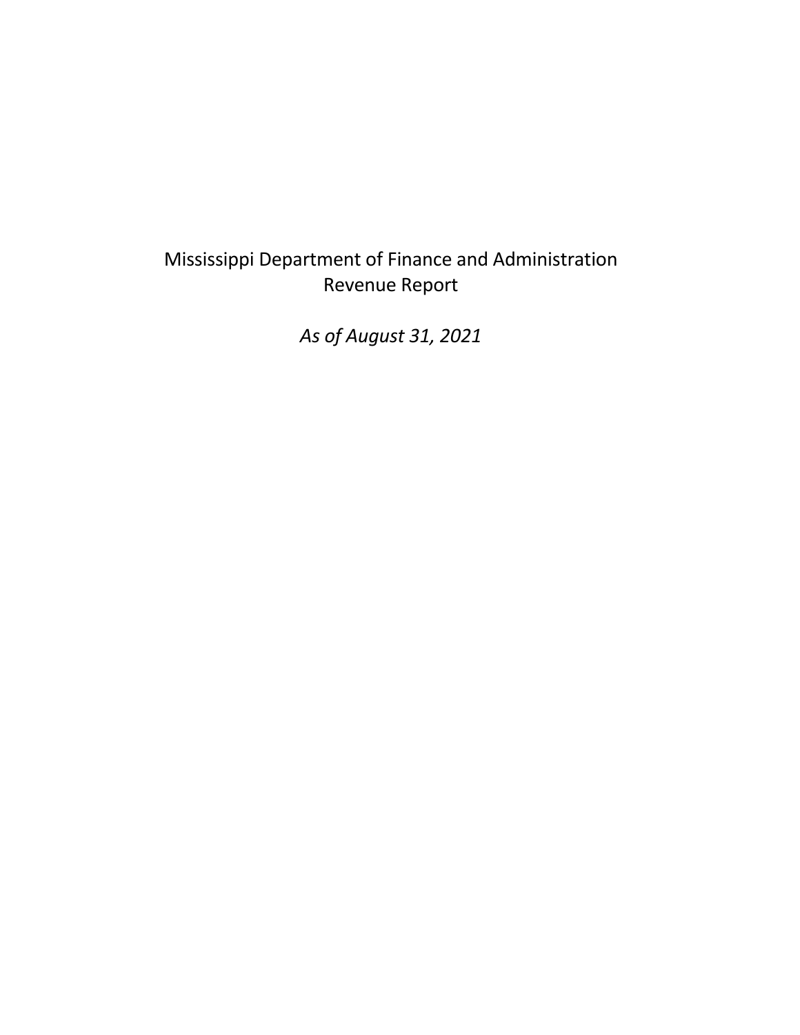Mississippi Department of Finance and Administration
Revenue Report

*As of August 31, 2021*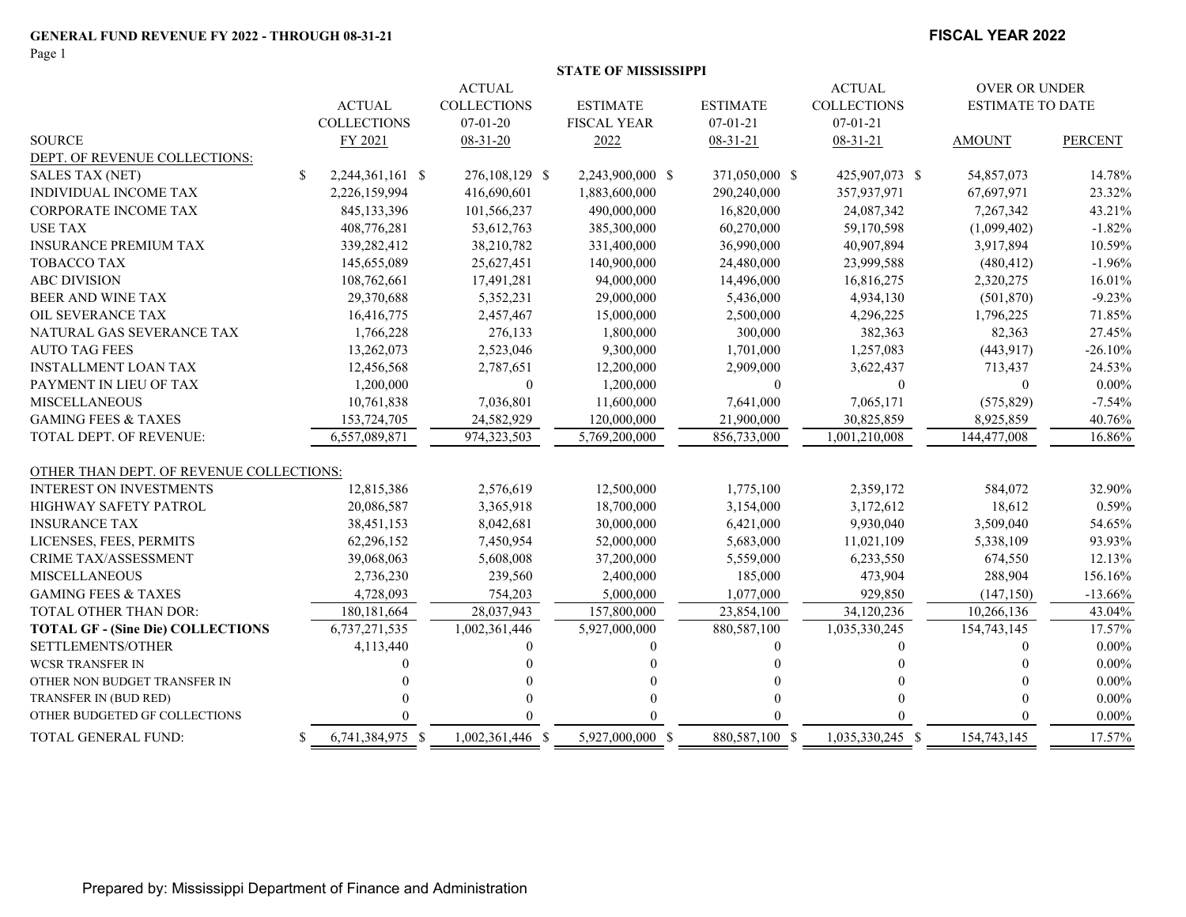**GENERAL FUND REVENUE FY 2022 - THROUGH 08-31-21**

**FISCAL YEAR 2022**

**STATE OF MISSISSIPPI**

| SOURCE | ACTUAL COLLECTIONS FY 2021 | ACTUAL COLLECTIONS 07-01-20 08-31-20 | ESTIMATE FISCAL YEAR 2022 | ESTIMATE 07-01-21 08-31-21 | ACTUAL COLLECTIONS 07-01-21 08-31-21 | OVER OR UNDER ESTIMATE TO DATE AMOUNT | PERCENT |
|---|---|---|---|---|---|---|---|
| DEPT. OF REVENUE COLLECTIONS: | | | | | | | |
| SALES TAX (NET) | $ 2,244,361,161 | $ 276,108,129 | $ 2,243,900,000 | $ 371,050,000 | $ 425,907,073 | $ 54,857,073 | 14.78% |
| INDIVIDUAL INCOME TAX | 2,226,159,994 | 416,690,601 | 1,883,600,000 | 290,240,000 | 357,937,971 | 67,697,971 | 23.32% |
| CORPORATE INCOME TAX | 845,133,396 | 101,566,237 | 490,000,000 | 16,820,000 | 24,087,342 | 7,267,342 | 43.21% |
| USE TAX | 408,776,281 | 53,612,763 | 385,300,000 | 60,270,000 | 59,170,598 | (1,099,402) | -1.82% |
| INSURANCE PREMIUM TAX | 339,282,412 | 38,210,782 | 331,400,000 | 36,990,000 | 40,907,894 | 3,917,894 | 10.59% |
| TOBACCO TAX | 145,655,089 | 25,627,451 | 140,900,000 | 24,480,000 | 23,999,588 | (480,412) | -1.96% |
| ABC DIVISION | 108,762,661 | 17,491,281 | 94,000,000 | 14,496,000 | 16,816,275 | 2,320,275 | 16.01% |
| BEER AND WINE TAX | 29,370,688 | 5,352,231 | 29,000,000 | 5,436,000 | 4,934,130 | (501,870) | -9.23% |
| OIL SEVERANCE TAX | 16,416,775 | 2,457,467 | 15,000,000 | 2,500,000 | 4,296,225 | 1,796,225 | 71.85% |
| NATURAL GAS SEVERANCE TAX | 1,766,228 | 276,133 | 1,800,000 | 300,000 | 382,363 | 82,363 | 27.45% |
| AUTO TAG FEES | 13,262,073 | 2,523,046 | 9,300,000 | 1,701,000 | 1,257,083 | (443,917) | -26.10% |
| INSTALLMENT LOAN TAX | 12,456,568 | 2,787,651 | 12,200,000 | 2,909,000 | 3,622,437 | 713,437 | 24.53% |
| PAYMENT IN LIEU OF TAX | 1,200,000 | 0 | 1,200,000 | 0 | 0 | 0 | 0.00% |
| MISCELLANEOUS | 10,761,838 | 7,036,801 | 11,600,000 | 7,641,000 | 7,065,171 | (575,829) | -7.54% |
| GAMING FEES & TAXES | 153,724,705 | 24,582,929 | 120,000,000 | 21,900,000 | 30,825,859 | 8,925,859 | 40.76% |
| TOTAL DEPT. OF REVENUE: | 6,557,089,871 | 974,323,503 | 5,769,200,000 | 856,733,000 | 1,001,210,008 | 144,477,008 | 16.86% |
| OTHER THAN DEPT. OF REVENUE COLLECTIONS: | | | | | | | |
| INTEREST ON INVESTMENTS | 12,815,386 | 2,576,619 | 12,500,000 | 1,775,100 | 2,359,172 | 584,072 | 32.90% |
| HIGHWAY SAFETY PATROL | 20,086,587 | 3,365,918 | 18,700,000 | 3,154,000 | 3,172,612 | 18,612 | 0.59% |
| INSURANCE TAX | 38,451,153 | 8,042,681 | 30,000,000 | 6,421,000 | 9,930,040 | 3,509,040 | 54.65% |
| LICENSES, FEES, PERMITS | 62,296,152 | 7,450,954 | 52,000,000 | 5,683,000 | 11,021,109 | 5,338,109 | 93.93% |
| CRIME TAX/ASSESSMENT | 39,068,063 | 5,608,008 | 37,200,000 | 5,559,000 | 6,233,550 | 674,550 | 12.13% |
| MISCELLANEOUS | 2,736,230 | 239,560 | 2,400,000 | 185,000 | 473,904 | 288,904 | 156.16% |
| GAMING FEES & TAXES | 4,728,093 | 754,203 | 5,000,000 | 1,077,000 | 929,850 | (147,150) | -13.66% |
| TOTAL OTHER THAN DOR: | 180,181,664 | 28,037,943 | 157,800,000 | 23,854,100 | 34,120,236 | 10,266,136 | 43.04% |
| **TOTAL GF - (Sine Die) COLLECTIONS** | 6,737,271,535 | 1,002,361,446 | 5,927,000,000 | 880,587,100 | 1,035,330,245 | 154,743,145 | 17.57% |
| SETTLEMENTS/OTHER | 4,113,440 | 0 | 0 | 0 | 0 | 0 | 0.00% |
| WCSR TRANSFER IN | 0 | 0 | 0 | 0 | 0 | 0 | 0.00% |
| OTHER NON BUDGET TRANSFER IN | 0 | 0 | 0 | 0 | 0 | 0 | 0.00% |
| TRANSFER IN (BUD RED) | 0 | 0 | 0 | 0 | 0 | 0 | 0.00% |
| OTHER BUDGETED GF COLLECTIONS | 0 | 0 | 0 | 0 | 0 | 0 | 0.00% |
| TOTAL GENERAL FUND: | $ 6,741,384,975 | $ 1,002,361,446 | $ 5,927,000,000 | $ 880,587,100 | $ 1,035,330,245 | $ 154,743,145 | 17.57% |

Prepared by: Mississippi Department of Finance and Administration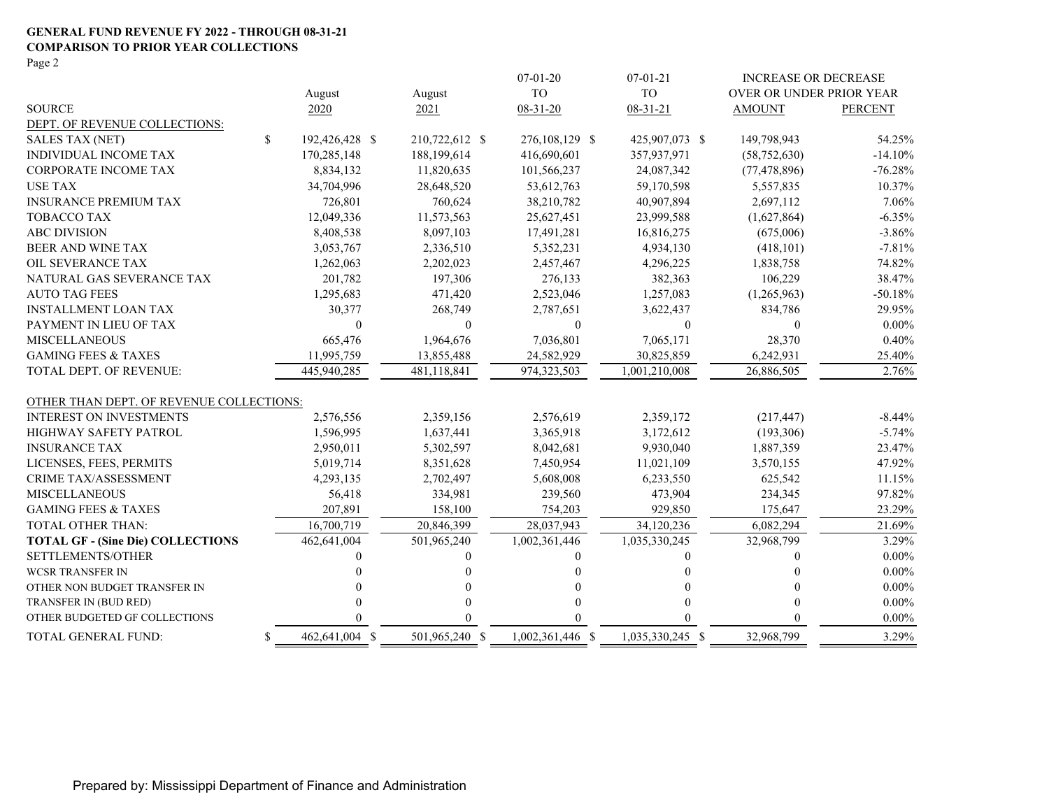**GENERAL FUND REVENUE FY 2022 - THROUGH 08-31-21**
**COMPARISON TO PRIOR YEAR COLLECTIONS**
Page 2

| SOURCE | August 2020 | August 2021 | 07-01-20 TO 08-31-20 | 07-01-21 TO 08-31-21 | INCREASE OR DECREASE OVER OR UNDER PRIOR YEAR AMOUNT | PERCENT |
|---|---|---|---|---|---|---|
| DEPT. OF REVENUE COLLECTIONS: | | | | | | |
| SALES TAX (NET) | $ 192,426,428 | $ 210,722,612 | $ 276,108,129 | $ 425,907,073 | $ 149,798,943 | 54.25% |
| INDIVIDUAL INCOME TAX | 170,285,148 | 188,199,614 | 416,690,601 | 357,937,971 | (58,752,630) | -14.10% |
| CORPORATE INCOME TAX | 8,834,132 | 11,820,635 | 101,566,237 | 24,087,342 | (77,478,896) | -76.28% |
| USE TAX | 34,704,996 | 28,648,520 | 53,612,763 | 59,170,598 | 5,557,835 | 10.37% |
| INSURANCE PREMIUM TAX | 726,801 | 760,624 | 38,210,782 | 40,907,894 | 2,697,112 | 7.06% |
| TOBACCO TAX | 12,049,336 | 11,573,563 | 25,627,451 | 23,999,588 | (1,627,864) | -6.35% |
| ABC DIVISION | 8,408,538 | 8,097,103 | 17,491,281 | 16,816,275 | (675,006) | -3.86% |
| BEER AND WINE TAX | 3,053,767 | 2,336,510 | 5,352,231 | 4,934,130 | (418,101) | -7.81% |
| OIL SEVERANCE TAX | 1,262,063 | 2,202,023 | 2,457,467 | 4,296,225 | 1,838,758 | 74.82% |
| NATURAL GAS SEVERANCE TAX | 201,782 | 197,306 | 276,133 | 382,363 | 106,229 | 38.47% |
| AUTO TAG FEES | 1,295,683 | 471,420 | 2,523,046 | 1,257,083 | (1,265,963) | -50.18% |
| INSTALLMENT LOAN TAX | 30,377 | 268,749 | 2,787,651 | 3,622,437 | 834,786 | 29.95% |
| PAYMENT IN LIEU OF TAX | 0 | 0 | 0 | 0 | 0 | 0.00% |
| MISCELLANEOUS | 665,476 | 1,964,676 | 7,036,801 | 7,065,171 | 28,370 | 0.40% |
| GAMING FEES & TAXES | 11,995,759 | 13,855,488 | 24,582,929 | 30,825,859 | 6,242,931 | 25.40% |
| TOTAL DEPT. OF REVENUE: | 445,940,285 | 481,118,841 | 974,323,503 | 1,001,210,008 | 26,886,505 | 2.76% |
| OTHER THAN DEPT. OF REVENUE COLLECTIONS: | | | | | | |
| INTEREST ON INVESTMENTS | 2,576,556 | 2,359,156 | 2,576,619 | 2,359,172 | (217,447) | -8.44% |
| HIGHWAY SAFETY PATROL | 1,596,995 | 1,637,441 | 3,365,918 | 3,172,612 | (193,306) | -5.74% |
| INSURANCE TAX | 2,950,011 | 5,302,597 | 8,042,681 | 9,930,040 | 1,887,359 | 23.47% |
| LICENSES, FEES, PERMITS | 5,019,714 | 8,351,628 | 7,450,954 | 11,021,109 | 3,570,155 | 47.92% |
| CRIME TAX/ASSESSMENT | 4,293,135 | 2,702,497 | 5,608,008 | 6,233,550 | 625,542 | 11.15% |
| MISCELLANEOUS | 56,418 | 334,981 | 239,560 | 473,904 | 234,345 | 97.82% |
| GAMING FEES & TAXES | 207,891 | 158,100 | 754,203 | 929,850 | 175,647 | 23.29% |
| TOTAL OTHER THAN: | 16,700,719 | 20,846,399 | 28,037,943 | 34,120,236 | 6,082,294 | 21.69% |
| **TOTAL GF - (Sine Die) COLLECTIONS** | 462,641,004 | 501,965,240 | 1,002,361,446 | 1,035,330,245 | 32,968,799 | 3.29% |
| SETTLEMENTS/OTHER | 0 | 0 | 0 | 0 | 0 | 0.00% |
| WCSR TRANSFER IN | 0 | 0 | 0 | 0 | 0 | 0.00% |
| OTHER NON BUDGET TRANSFER IN | 0 | 0 | 0 | 0 | 0 | 0.00% |
| TRANSFER IN (BUD RED) | 0 | 0 | 0 | 0 | 0 | 0.00% |
| OTHER BUDGETED GF COLLECTIONS | 0 | 0 | 0 | 0 | 0 | 0.00% |
| TOTAL GENERAL FUND: | $ 462,641,004 | $ 501,965,240 | $ 1,002,361,446 | $ 1,035,330,245 | $ 32,968,799 | 3.29% |

Prepared by: Mississippi Department of Finance and Administration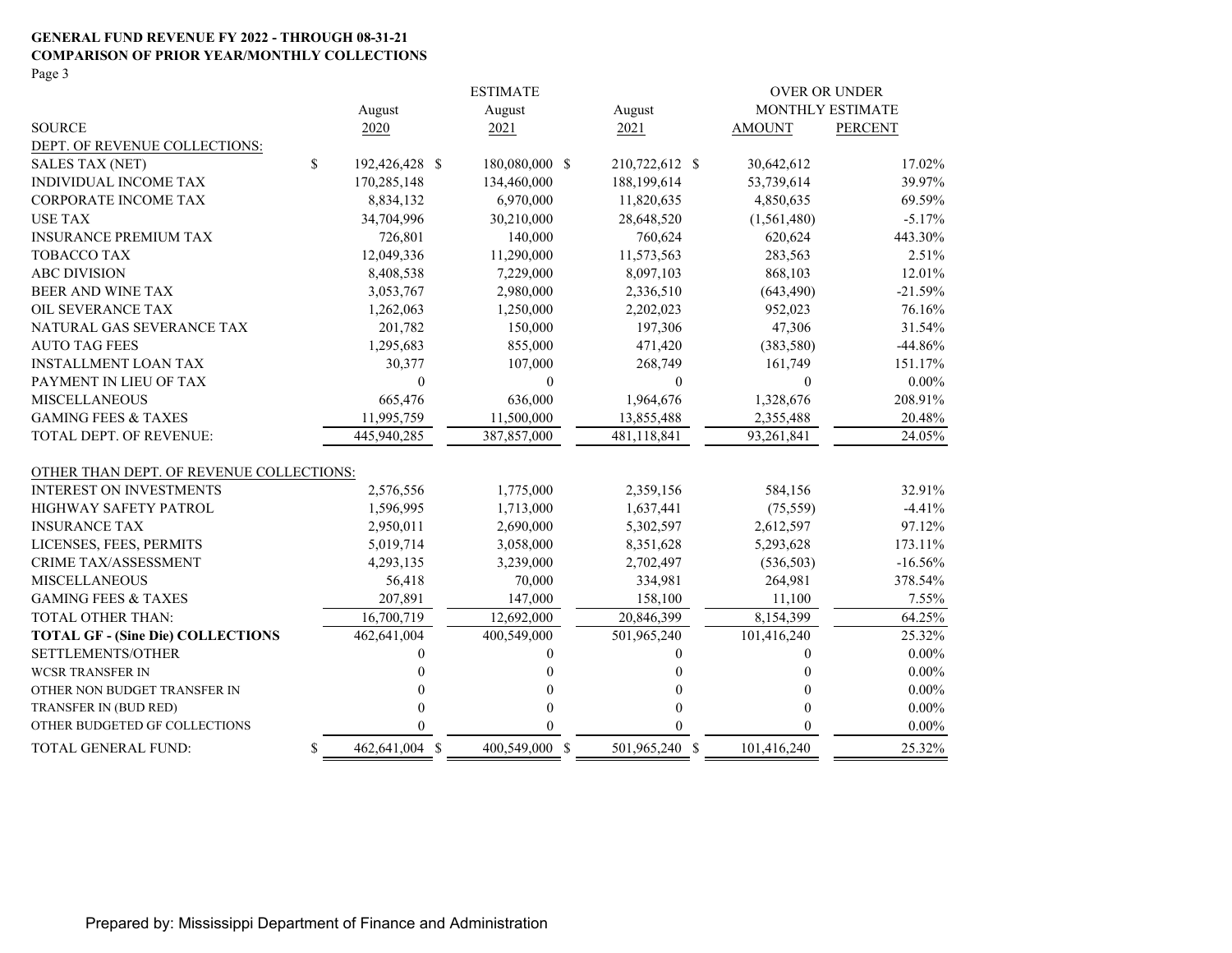**GENERAL FUND REVENUE FY 2022 - THROUGH 08-31-21**
**COMPARISON OF PRIOR YEAR/MONTHLY COLLECTIONS**

| SOURCE | August 2020 | ESTIMATE August 2021 | August 2021 | OVER OR UNDER MONTHLY ESTIMATE AMOUNT | PERCENT |
|---|---|---|---|---|---|
| DEPT. OF REVENUE COLLECTIONS: | | | | | |
| SALES TAX (NET) | $ 192,426,428 | $ 180,080,000 | $ 210,722,612 | $ 30,642,612 | 17.02% |
| INDIVIDUAL INCOME TAX | 170,285,148 | 134,460,000 | 188,199,614 | 53,739,614 | 39.97% |
| CORPORATE INCOME TAX | 8,834,132 | 6,970,000 | 11,820,635 | 4,850,635 | 69.59% |
| USE TAX | 34,704,996 | 30,210,000 | 28,648,520 | (1,561,480) | -5.17% |
| INSURANCE PREMIUM TAX | 726,801 | 140,000 | 760,624 | 620,624 | 443.30% |
| TOBACCO TAX | 12,049,336 | 11,290,000 | 11,573,563 | 283,563 | 2.51% |
| ABC DIVISION | 8,408,538 | 7,229,000 | 8,097,103 | 868,103 | 12.01% |
| BEER AND WINE TAX | 3,053,767 | 2,980,000 | 2,336,510 | (643,490) | -21.59% |
| OIL SEVERANCE TAX | 1,262,063 | 1,250,000 | 2,202,023 | 952,023 | 76.16% |
| NATURAL GAS SEVERANCE TAX | 201,782 | 150,000 | 197,306 | 47,306 | 31.54% |
| AUTO TAG FEES | 1,295,683 | 855,000 | 471,420 | (383,580) | -44.86% |
| INSTALLMENT LOAN TAX | 30,377 | 107,000 | 268,749 | 161,749 | 151.17% |
| PAYMENT IN LIEU OF TAX | 0 | 0 | 0 | 0 | 0.00% |
| MISCELLANEOUS | 665,476 | 636,000 | 1,964,676 | 1,328,676 | 208.91% |
| GAMING FEES & TAXES | 11,995,759 | 11,500,000 | 13,855,488 | 2,355,488 | 20.48% |
| TOTAL DEPT. OF REVENUE: | 445,940,285 | 387,857,000 | 481,118,841 | 93,261,841 | 24.05% |
| OTHER THAN DEPT. OF REVENUE COLLECTIONS: | | | | | |
| INTEREST ON INVESTMENTS | 2,576,556 | 1,775,000 | 2,359,156 | 584,156 | 32.91% |
| HIGHWAY SAFETY PATROL | 1,596,995 | 1,713,000 | 1,637,441 | (75,559) | -4.41% |
| INSURANCE TAX | 2,950,011 | 2,690,000 | 5,302,597 | 2,612,597 | 97.12% |
| LICENSES, FEES, PERMITS | 5,019,714 | 3,058,000 | 8,351,628 | 5,293,628 | 173.11% |
| CRIME TAX/ASSESSMENT | 4,293,135 | 3,239,000 | 2,702,497 | (536,503) | -16.56% |
| MISCELLANEOUS | 56,418 | 70,000 | 334,981 | 264,981 | 378.54% |
| GAMING FEES & TAXES | 207,891 | 147,000 | 158,100 | 11,100 | 7.55% |
| TOTAL OTHER THAN: | 16,700,719 | 12,692,000 | 20,846,399 | 8,154,399 | 64.25% |
| **TOTAL GF - (Sine Die) COLLECTIONS** | 462,641,004 | 400,549,000 | 501,965,240 | 101,416,240 | 25.32% |
| SETTLEMENTS/OTHER | 0 | 0 | 0 | 0 | 0.00% |
| WCSR TRANSFER IN | 0 | 0 | 0 | 0 | 0.00% |
| OTHER NON BUDGET TRANSFER IN | 0 | 0 | 0 | 0 | 0.00% |
| TRANSFER IN (BUD RED) | 0 | 0 | 0 | 0 | 0.00% |
| OTHER BUDGETED GF COLLECTIONS | 0 | 0 | 0 | 0 | 0.00% |
| TOTAL GENERAL FUND: | $ 462,641,004 | $ 400,549,000 | $ 501,965,240 | $ 101,416,240 | 25.32% |

Prepared by: Mississippi Department of Finance and Administration